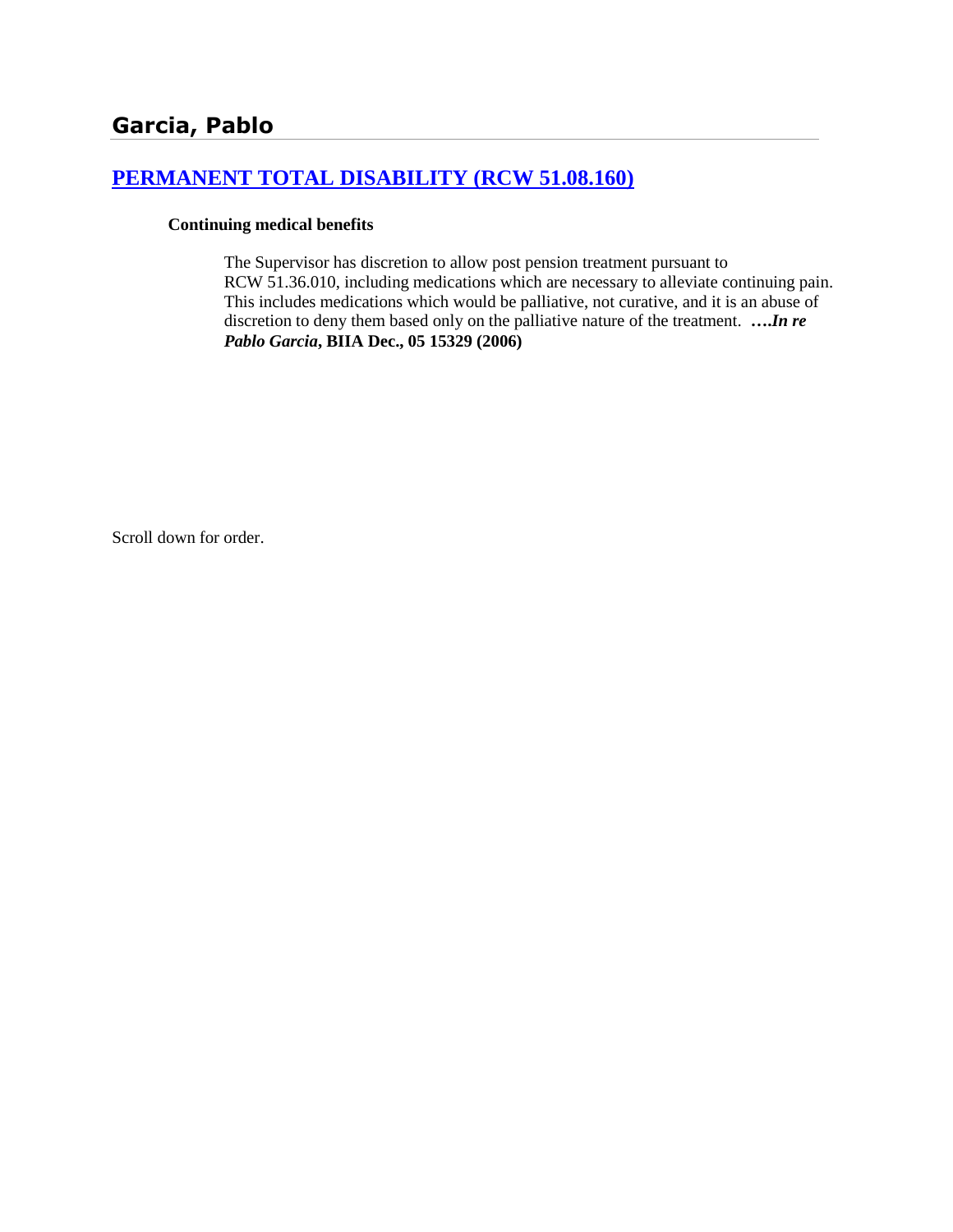# Garcia, Pablo

## [PERMANENT TOTAL DISABILITY (RCW 51.08.160)]

### Continuing medical benefits

The Supervisor has discretion to allow post pension treatment pursuant to RCW 51.36.010, including medications which are necessary to alleviate continuing pain. This includes medications which would be palliative, not curative, and it is an abuse of discretion to deny them based only on the palliative nature of the treatment. ***….In re Pablo Garcia*, BIIA Dec., 05 15329 (2006)**

Scroll down for order.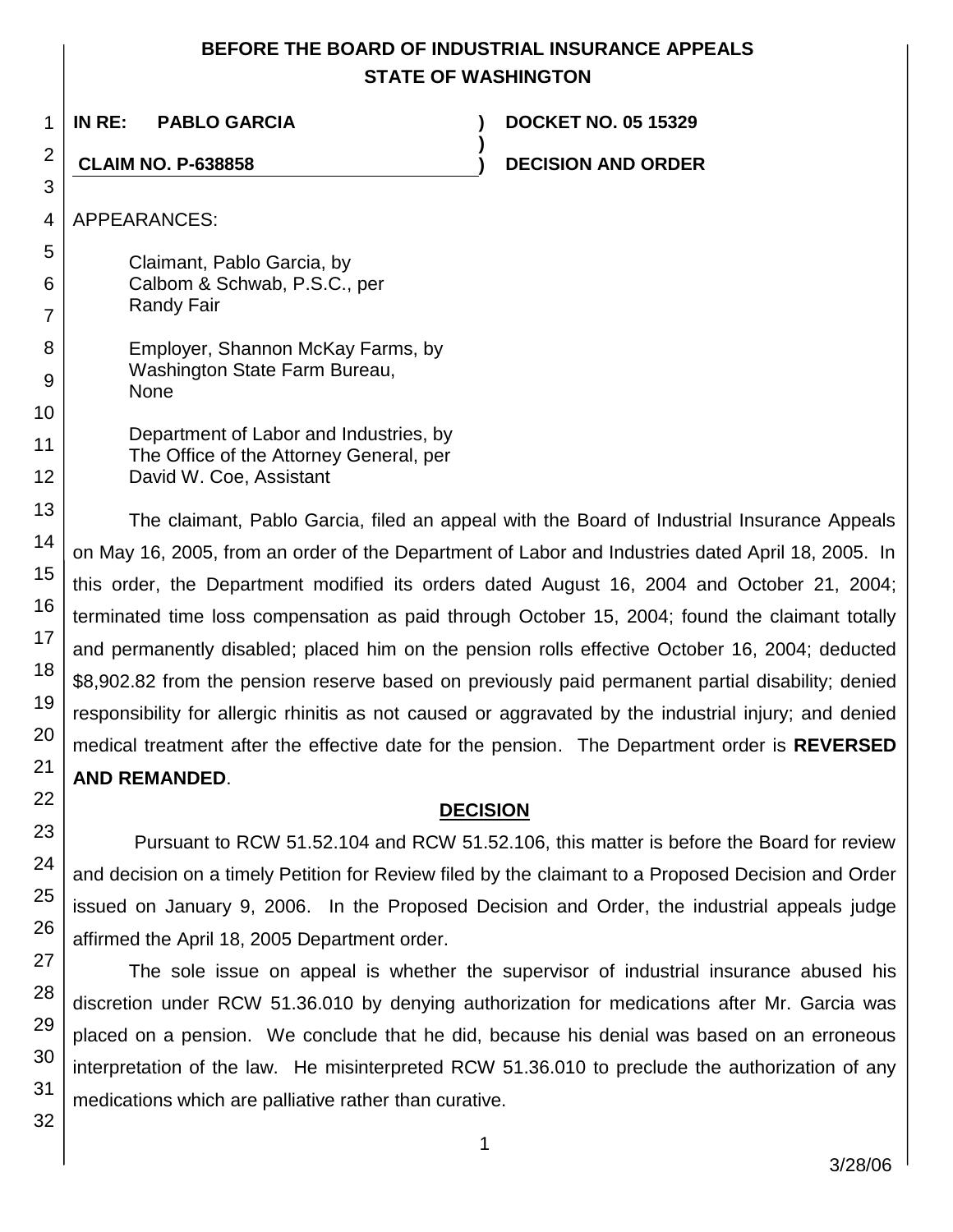# BEFORE THE BOARD OF INDUSTRIAL INSURANCE APPEALS
# STATE OF WASHINGTON

**IN RE: PABLO GARCIA** ) **DOCKET NO. 05 15329**
)
**CLAIM NO. P-638858** ) **DECISION AND ORDER**

APPEARANCES:

Claimant, Pablo Garcia, by
Calbom & Schwab, P.S.C., per
Randy Fair

Employer, Shannon McKay Farms, by
Washington State Farm Bureau,
None

Department of Labor and Industries, by
The Office of the Attorney General, per
David W. Coe, Assistant

The claimant, Pablo Garcia, filed an appeal with the Board of Industrial Insurance Appeals on May 16, 2005, from an order of the Department of Labor and Industries dated April 18, 2005. In this order, the Department modified its orders dated August 16, 2004 and October 21, 2004; terminated time loss compensation as paid through October 15, 2004; found the claimant totally and permanently disabled; placed him on the pension rolls effective October 16, 2004; deducted $8,902.82 from the pension reserve based on previously paid permanent partial disability; denied responsibility for allergic rhinitis as not caused or aggravated by the industrial injury; and denied medical treatment after the effective date for the pension. The Department order is **REVERSED AND REMANDED**.

## DECISION

Pursuant to RCW 51.52.104 and RCW 51.52.106, this matter is before the Board for review and decision on a timely Petition for Review filed by the claimant to a Proposed Decision and Order issued on January 9, 2006. In the Proposed Decision and Order, the industrial appeals judge affirmed the April 18, 2005 Department order.

The sole issue on appeal is whether the supervisor of industrial insurance abused his discretion under RCW 51.36.010 by denying authorization for medications after Mr. Garcia was placed on a pension. We conclude that he did, because his denial was based on an erroneous interpretation of the law. He misinterpreted RCW 51.36.010 to preclude the authorization of any medications which are palliative rather than curative.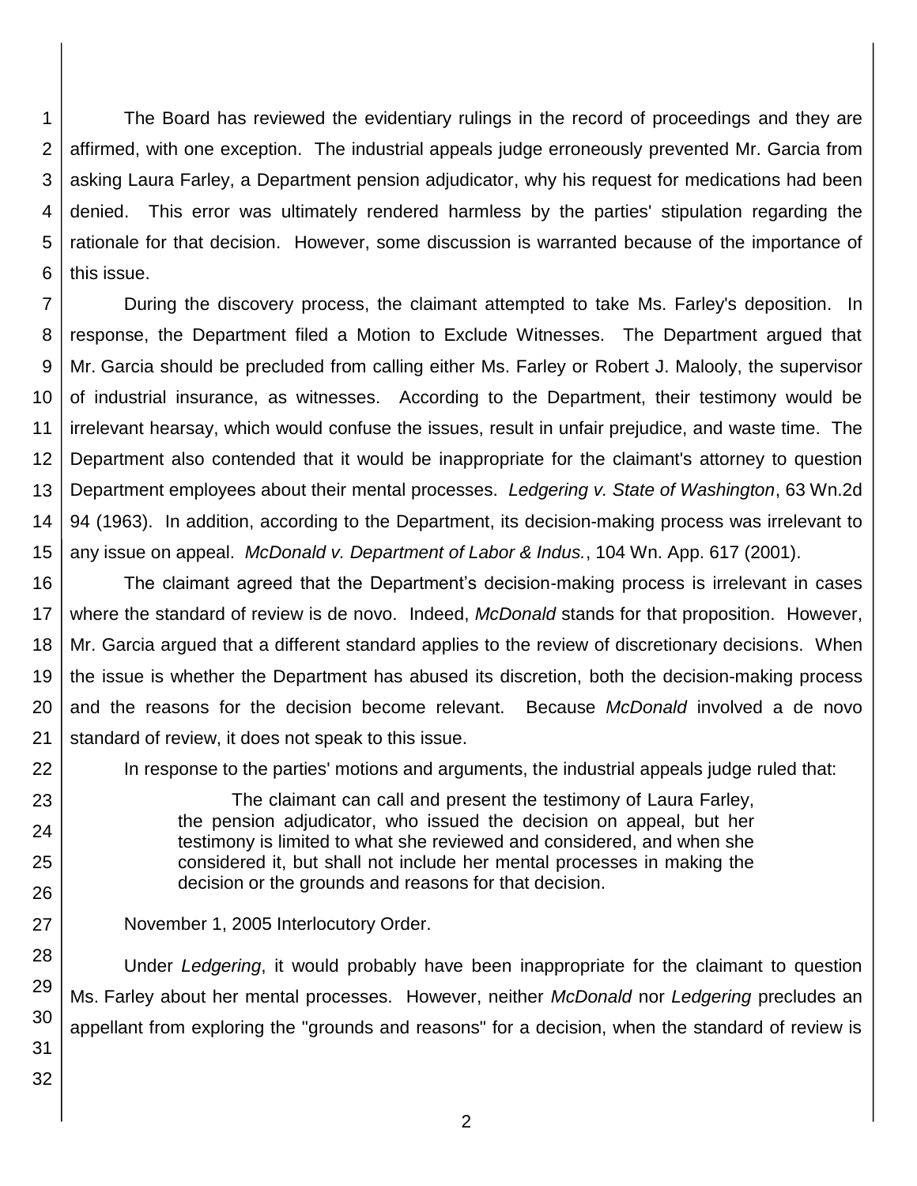The Board has reviewed the evidentiary rulings in the record of proceedings and they are affirmed, with one exception. The industrial appeals judge erroneously prevented Mr. Garcia from asking Laura Farley, a Department pension adjudicator, why his request for medications had been denied. This error was ultimately rendered harmless by the parties' stipulation regarding the rationale for that decision. However, some discussion is warranted because of the importance of this issue.

During the discovery process, the claimant attempted to take Ms. Farley's deposition. In response, the Department filed a Motion to Exclude Witnesses. The Department argued that Mr. Garcia should be precluded from calling either Ms. Farley or Robert J. Malooly, the supervisor of industrial insurance, as witnesses. According to the Department, their testimony would be irrelevant hearsay, which would confuse the issues, result in unfair prejudice, and waste time. The Department also contended that it would be inappropriate for the claimant's attorney to question Department employees about their mental processes. *Ledgering v. State of Washington*, 63 Wn.2d 94 (1963). In addition, according to the Department, its decision-making process was irrelevant to any issue on appeal. *McDonald v. Department of Labor & Indus.*, 104 Wn. App. 617 (2001).

The claimant agreed that the Department's decision-making process is irrelevant in cases where the standard of review is de novo. Indeed, *McDonald* stands for that proposition. However, Mr. Garcia argued that a different standard applies to the review of discretionary decisions. When the issue is whether the Department has abused its discretion, both the decision-making process and the reasons for the decision become relevant. Because *McDonald* involved a de novo standard of review, it does not speak to this issue.

In response to the parties' motions and arguments, the industrial appeals judge ruled that:

> The claimant can call and present the testimony of Laura Farley, the pension adjudicator, who issued the decision on appeal, but her testimony is limited to what she reviewed and considered, and when she considered it, but shall not include her mental processes in making the decision or the grounds and reasons for that decision.

November 1, 2005 Interlocutory Order.

Under *Ledgering*, it would probably have been inappropriate for the claimant to question Ms. Farley about her mental processes. However, neither *McDonald* nor *Ledgering* precludes an appellant from exploring the "grounds and reasons" for a decision, when the standard of review is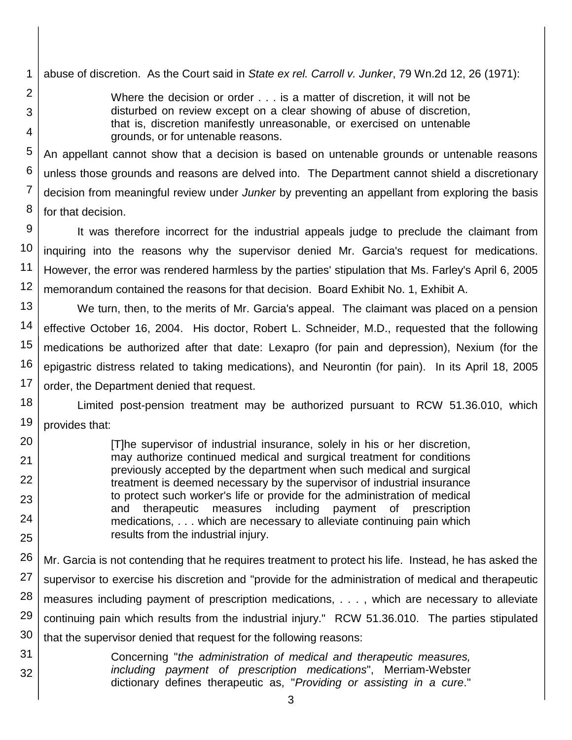abuse of discretion. As the Court said in *State ex rel. Carroll v. Junker*, 79 Wn.2d 12, 26 (1971):

> Where the decision or order . . . is a matter of discretion, it will not be disturbed on review except on a clear showing of abuse of discretion, that is, discretion manifestly unreasonable, or exercised on untenable grounds, or for untenable reasons.

An appellant cannot show that a decision is based on untenable grounds or untenable reasons unless those grounds and reasons are delved into. The Department cannot shield a discretionary decision from meaningful review under *Junker* by preventing an appellant from exploring the basis for that decision.

It was therefore incorrect for the industrial appeals judge to preclude the claimant from inquiring into the reasons why the supervisor denied Mr. Garcia's request for medications. However, the error was rendered harmless by the parties' stipulation that Ms. Farley's April 6, 2005 memorandum contained the reasons for that decision. Board Exhibit No. 1, Exhibit A.

We turn, then, to the merits of Mr. Garcia's appeal. The claimant was placed on a pension effective October 16, 2004. His doctor, Robert L. Schneider, M.D., requested that the following medications be authorized after that date: Lexapro (for pain and depression), Nexium (for the epigastric distress related to taking medications), and Neurontin (for pain). In its April 18, 2005 order, the Department denied that request.

Limited post-pension treatment may be authorized pursuant to RCW 51.36.010, which provides that:

> [T]he supervisor of industrial insurance, solely in his or her discretion, may authorize continued medical and surgical treatment for conditions previously accepted by the department when such medical and surgical treatment is deemed necessary by the supervisor of industrial insurance to protect such worker's life or provide for the administration of medical and therapeutic measures including payment of prescription medications, . . . which are necessary to alleviate continuing pain which results from the industrial injury.

Mr. Garcia is not contending that he requires treatment to protect his life. Instead, he has asked the supervisor to exercise his discretion and "provide for the administration of medical and therapeutic measures including payment of prescription medications, . . . , which are necessary to alleviate continuing pain which results from the industrial injury." RCW 51.36.010. The parties stipulated that the supervisor denied that request for the following reasons:

> Concerning "*the administration of medical and therapeutic measures, including payment of prescription medications*", Merriam-Webster dictionary defines therapeutic as, "*Providing or assisting in a cure*."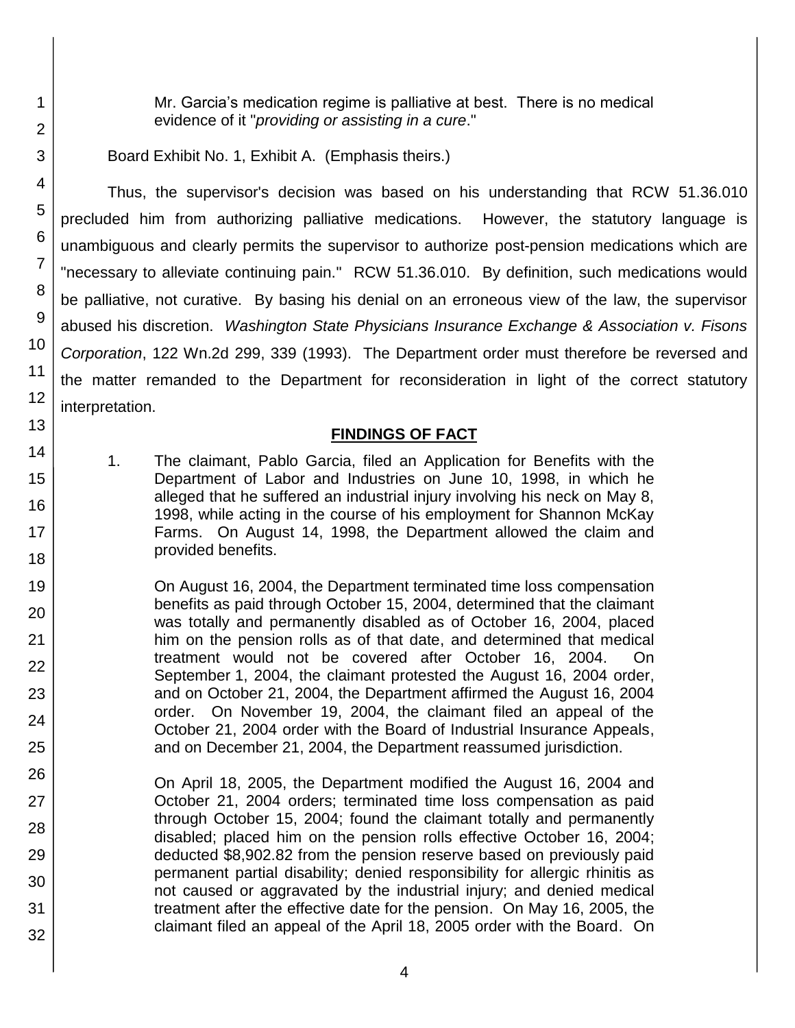> Mr. Garcia's medication regime is palliative at best. There is no medical evidence of it "*providing or assisting in a cure*."

Board Exhibit No. 1, Exhibit A. (Emphasis theirs.)

Thus, the supervisor's decision was based on his understanding that RCW 51.36.010 precluded him from authorizing palliative medications. However, the statutory language is unambiguous and clearly permits the supervisor to authorize post-pension medications which are "necessary to alleviate continuing pain." RCW 51.36.010. By definition, such medications would be palliative, not curative. By basing his denial on an erroneous view of the law, the supervisor abused his discretion. *Washington State Physicians Insurance Exchange & Association v. Fisons Corporation*, 122 Wn.2d 299, 339 (1993). The Department order must therefore be reversed and the matter remanded to the Department for reconsideration in light of the correct statutory interpretation.

## FINDINGS OF FACT

1. The claimant, Pablo Garcia, filed an Application for Benefits with the Department of Labor and Industries on June 10, 1998, in which he alleged that he suffered an industrial injury involving his neck on May 8, 1998, while acting in the course of his employment for Shannon McKay Farms. On August 14, 1998, the Department allowed the claim and provided benefits.

   On August 16, 2004, the Department terminated time loss compensation benefits as paid through October 15, 2004, determined that the claimant was totally and permanently disabled as of October 16, 2004, placed him on the pension rolls as of that date, and determined that medical treatment would not be covered after October 16, 2004. On September 1, 2004, the claimant protested the August 16, 2004 order, and on October 21, 2004, the Department affirmed the August 16, 2004 order. On November 19, 2004, the claimant filed an appeal of the October 21, 2004 order with the Board of Industrial Insurance Appeals, and on December 21, 2004, the Department reassumed jurisdiction.

   On April 18, 2005, the Department modified the August 16, 2004 and October 21, 2004 orders; terminated time loss compensation as paid through October 15, 2004; found the claimant totally and permanently disabled; placed him on the pension rolls effective October 16, 2004; deducted $8,902.82 from the pension reserve based on previously paid permanent partial disability; denied responsibility for allergic rhinitis as not caused or aggravated by the industrial injury; and denied medical treatment after the effective date for the pension. On May 16, 2005, the claimant filed an appeal of the April 18, 2005 order with the Board. On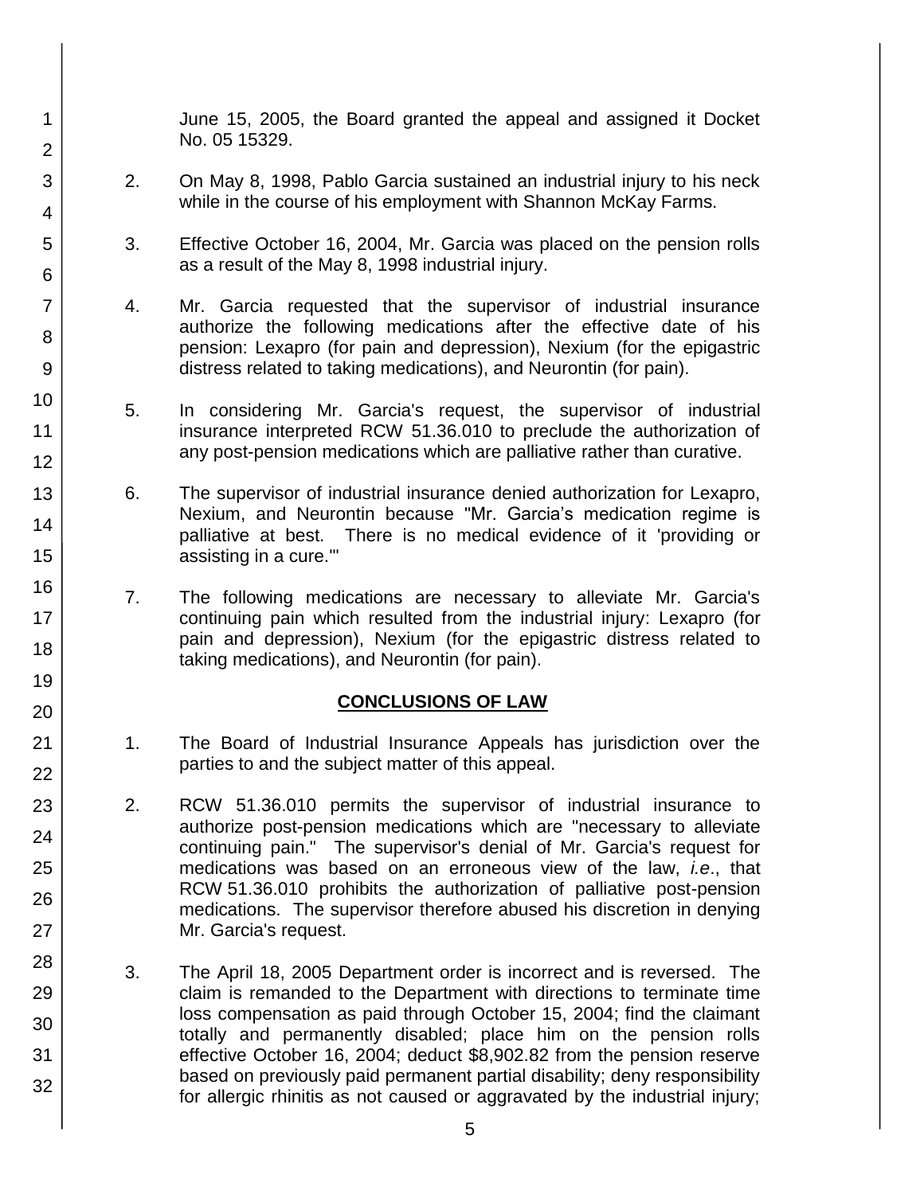June 15, 2005, the Board granted the appeal and assigned it Docket No. 05 15329.

2. On May 8, 1998, Pablo Garcia sustained an industrial injury to his neck while in the course of his employment with Shannon McKay Farms.

3. Effective October 16, 2004, Mr. Garcia was placed on the pension rolls as a result of the May 8, 1998 industrial injury.

4. Mr. Garcia requested that the supervisor of industrial insurance authorize the following medications after the effective date of his pension: Lexapro (for pain and depression), Nexium (for the epigastric distress related to taking medications), and Neurontin (for pain).

5. In considering Mr. Garcia's request, the supervisor of industrial insurance interpreted RCW 51.36.010 to preclude the authorization of any post-pension medications which are palliative rather than curative.

6. The supervisor of industrial insurance denied authorization for Lexapro, Nexium, and Neurontin because "Mr. Garcia's medication regime is palliative at best. There is no medical evidence of it 'providing or assisting in a cure.'"

7. The following medications are necessary to alleviate Mr. Garcia's continuing pain which resulted from the industrial injury: Lexapro (for pain and depression), Nexium (for the epigastric distress related to taking medications), and Neurontin (for pain).

## CONCLUSIONS OF LAW

1. The Board of Industrial Insurance Appeals has jurisdiction over the parties to and the subject matter of this appeal.

2. RCW 51.36.010 permits the supervisor of industrial insurance to authorize post-pension medications which are "necessary to alleviate continuing pain." The supervisor's denial of Mr. Garcia's request for medications was based on an erroneous view of the law, *i.e.*, that RCW 51.36.010 prohibits the authorization of palliative post-pension medications. The supervisor therefore abused his discretion in denying Mr. Garcia's request.

3. The April 18, 2005 Department order is incorrect and is reversed. The claim is remanded to the Department with directions to terminate time loss compensation as paid through October 15, 2004; find the claimant totally and permanently disabled; place him on the pension rolls effective October 16, 2004; deduct $8,902.82 from the pension reserve based on previously paid permanent partial disability; deny responsibility for allergic rhinitis as not caused or aggravated by the industrial injury;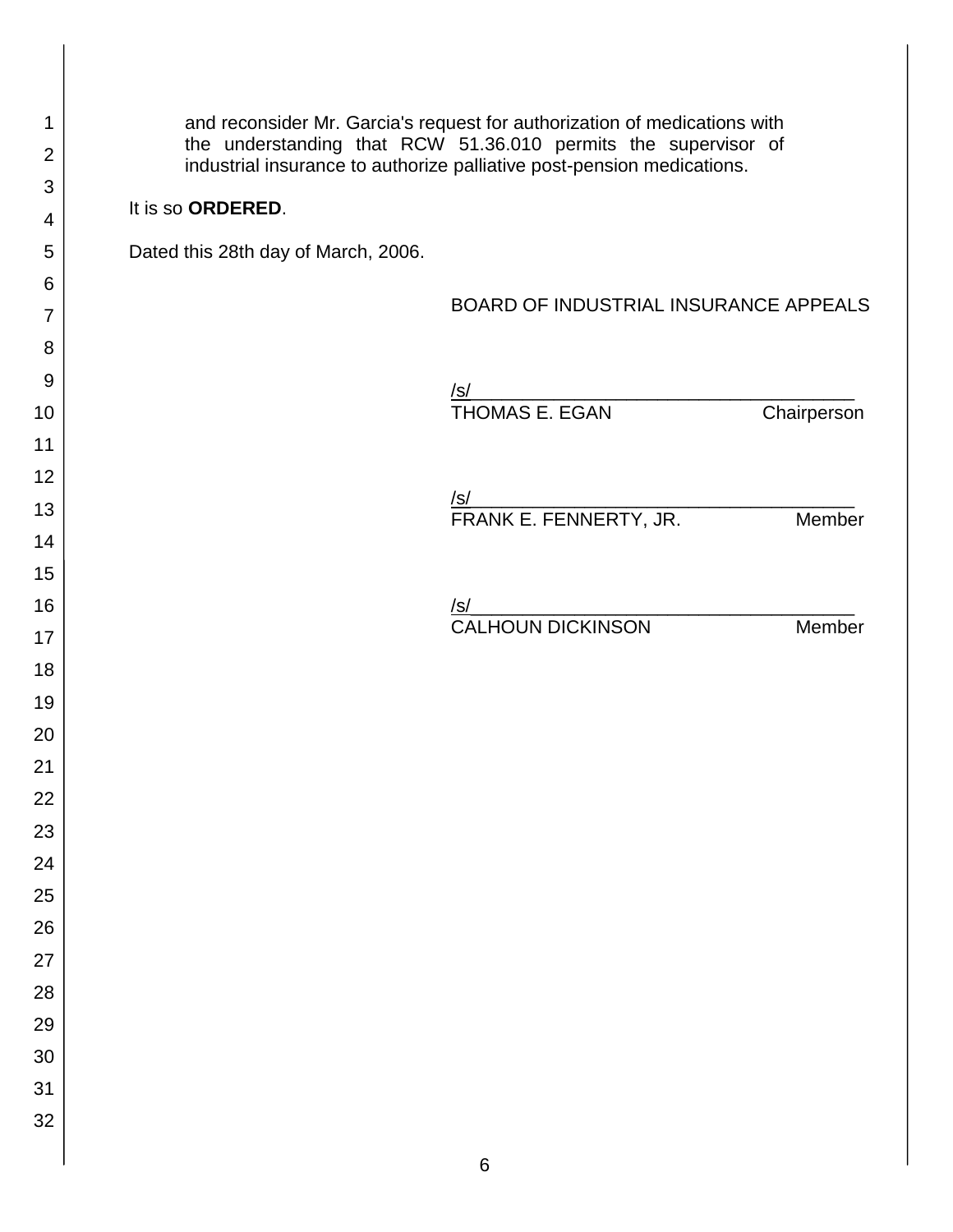and reconsider Mr. Garcia's request for authorization of medications with the understanding that RCW 51.36.010 permits the supervisor of industrial insurance to authorize palliative post-pension medications.

It is so **ORDERED**.

Dated this 28th day of March, 2006.

BOARD OF INDUSTRIAL INSURANCE APPEALS

/s/
THOMAS E. EGAN Chairperson

/s/
FRANK E. FENNERTY, JR. Member

/s/
CALHOUN DICKINSON Member